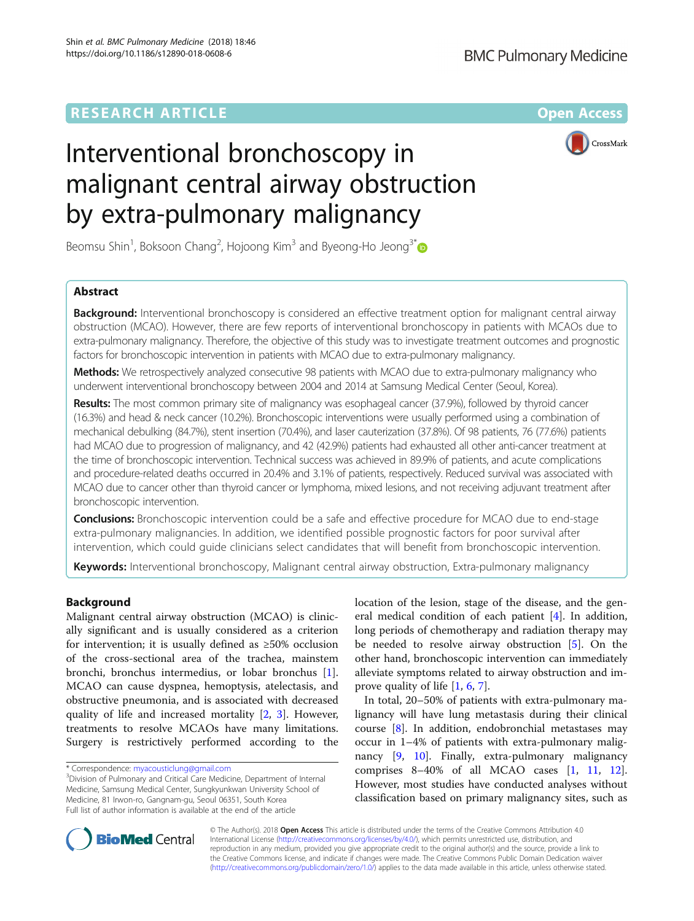RESEARCH ARTICLE

Open Access

# Interventional bronchoscopy in malignant central airway obstruction by extra-pulmonary malignancy

Beomsu Shin[1], Boksoon Chang[2], Hojoong Kim[3] and Byeong-Ho Jeong[3*]

## Abstract

**Background:** Interventional bronchoscopy is considered an effective treatment option for malignant central airway obstruction (MCAO). However, there are few reports of interventional bronchoscopy in patients with MCAOs due to extra-pulmonary malignancy. Therefore, the objective of this study was to investigate treatment outcomes and prognostic factors for bronchoscopic intervention in patients with MCAO due to extra-pulmonary malignancy.

**Methods:** We retrospectively analyzed consecutive 98 patients with MCAO due to extra-pulmonary malignancy who underwent interventional bronchoscopy between 2004 and 2014 at Samsung Medical Center (Seoul, Korea).

**Results:** The most common primary site of malignancy was esophageal cancer (37.9%), followed by thyroid cancer (16.3%) and head & neck cancer (10.2%). Bronchoscopic interventions were usually performed using a combination of mechanical debulking (84.7%), stent insertion (70.4%), and laser cauterization (37.8%). Of 98 patients, 76 (77.6%) patients had MCAO due to progression of malignancy, and 42 (42.9%) patients had exhausted all other anti-cancer treatment at the time of bronchoscopic intervention. Technical success was achieved in 89.9% of patients, and acute complications and procedure-related deaths occurred in 20.4% and 3.1% of patients, respectively. Reduced survival was associated with MCAO due to cancer other than thyroid cancer or lymphoma, mixed lesions, and not receiving adjuvant treatment after bronchoscopic intervention.

**Conclusions:** Bronchoscopic intervention could be a safe and effective procedure for MCAO due to end-stage extra-pulmonary malignancies. In addition, we identified possible prognostic factors for poor survival after intervention, which could guide clinicians select candidates that will benefit from bronchoscopic intervention.

**Keywords:** Interventional bronchoscopy, Malignant central airway obstruction, Extra-pulmonary malignancy

## Background

Malignant central airway obstruction (MCAO) is clinically significant and is usually considered as a criterion for intervention; it is usually defined as ≥50% occlusion of the cross-sectional area of the trachea, mainstem bronchi, bronchus intermedius, or lobar bronchus [1]. MCAO can cause dyspnea, hemoptysis, atelectasis, and obstructive pneumonia, and is associated with decreased quality of life and increased mortality [2, 3]. However, treatments to resolve MCAOs have many limitations. Surgery is restrictively performed according to the location of the lesion, stage of the disease, and the general medical condition of each patient [4]. In addition, long periods of chemotherapy and radiation therapy may be needed to resolve airway obstruction [5]. On the other hand, bronchoscopic intervention can immediately alleviate symptoms related to airway obstruction and improve quality of life [1, 6, 7].

In total, 20–50% of patients with extra-pulmonary malignancy will have lung metastasis during their clinical course [8]. In addition, endobronchial metastases may occur in 1–4% of patients with extra-pulmonary malignancy [9, 10]. Finally, extra-pulmonary malignancy comprises 8–40% of all MCAO cases [1, 11, 12]. However, most studies have conducted analyses without classification based on primary malignancy sites, such as

\* Correspondence: myacousticlung@gmail.com
[3]Division of Pulmonary and Critical Care Medicine, Department of Internal Medicine, Samsung Medical Center, Sungkyunkwan University School of Medicine, 81 Irwon-ro, Gangnam-gu, Seoul 06351, South Korea
Full list of author information is available at the end of the article

© The Author(s). 2018 **Open Access** This article is distributed under the terms of the Creative Commons Attribution 4.0 International License (http://creativecommons.org/licenses/by/4.0/), which permits unrestricted use, distribution, and reproduction in any medium, provided you give appropriate credit to the original author(s) and the source, provide a link to the Creative Commons license, and indicate if changes were made. The Creative Commons Public Domain Dedication waiver (http://creativecommons.org/publicdomain/zero/1.0/) applies to the data made available in this article, unless otherwise stated.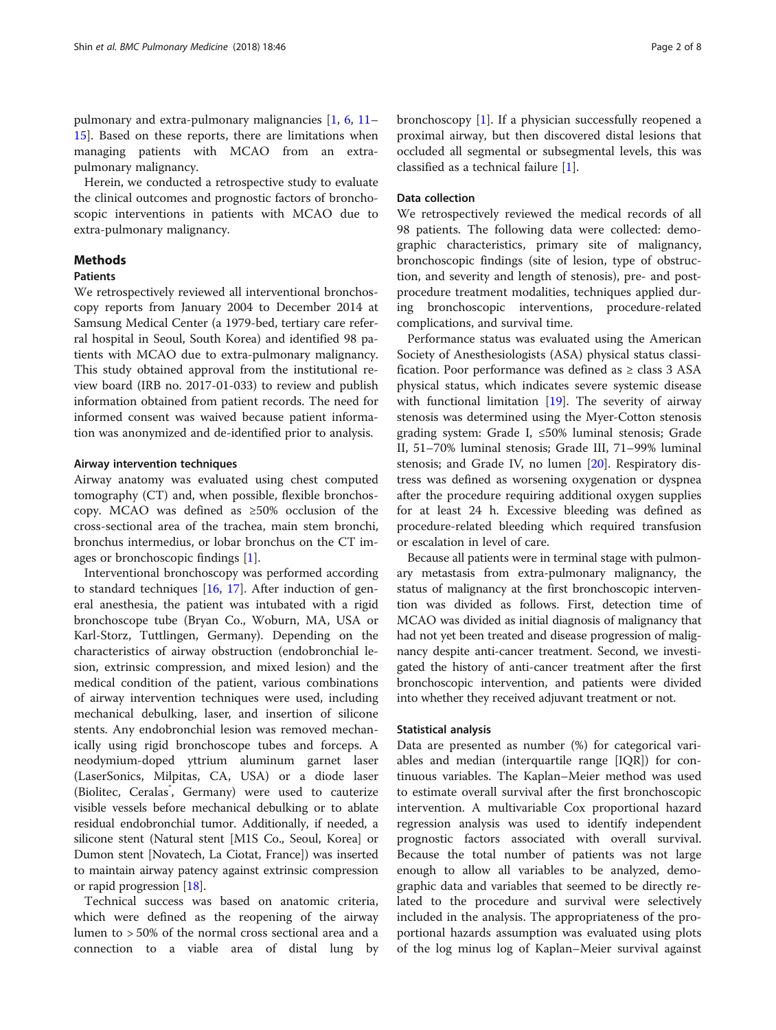pulmonary and extra-pulmonary malignancies [1, 6, 11–15]. Based on these reports, there are limitations when managing patients with MCAO from an extra-pulmonary malignancy.

Herein, we conducted a retrospective study to evaluate the clinical outcomes and prognostic factors of bronchoscopic interventions in patients with MCAO due to extra-pulmonary malignancy.

## Methods

### Patients

We retrospectively reviewed all interventional bronchoscopy reports from January 2004 to December 2014 at Samsung Medical Center (a 1979-bed, tertiary care referral hospital in Seoul, South Korea) and identified 98 patients with MCAO due to extra-pulmonary malignancy. This study obtained approval from the institutional review board (IRB no. 2017-01-033) to review and publish information obtained from patient records. The need for informed consent was waived because patient information was anonymized and de-identified prior to analysis.

#### Airway intervention techniques

Airway anatomy was evaluated using chest computed tomography (CT) and, when possible, flexible bronchoscopy. MCAO was defined as ≥50% occlusion of the cross-sectional area of the trachea, main stem bronchi, bronchus intermedius, or lobar bronchus on the CT images or bronchoscopic findings [1].

Interventional bronchoscopy was performed according to standard techniques [16, 17]. After induction of general anesthesia, the patient was intubated with a rigid bronchoscope tube (Bryan Co., Woburn, MA, USA or Karl-Storz, Tuttlingen, Germany). Depending on the characteristics of airway obstruction (endobronchial lesion, extrinsic compression, and mixed lesion) and the medical condition of the patient, various combinations of airway intervention techniques were used, including mechanical debulking, laser, and insertion of silicone stents. Any endobronchial lesion was removed mechanically using rigid bronchoscope tubes and forceps. A neodymium-doped yttrium aluminum garnet laser (LaserSonics, Milpitas, CA, USA) or a diode laser (Biolitec, Ceralas®, Germany) were used to cauterize visible vessels before mechanical debulking or to ablate residual endobronchial tumor. Additionally, if needed, a silicone stent (Natural stent [M1S Co., Seoul, Korea] or Dumon stent [Novatech, La Ciotat, France]) was inserted to maintain airway patency against extrinsic compression or rapid progression [18].

Technical success was based on anatomic criteria, which were defined as the reopening of the airway lumen to > 50% of the normal cross sectional area and a connection to a viable area of distal lung by bronchoscopy [1]. If a physician successfully reopened a proximal airway, but then discovered distal lesions that occluded all segmental or subsegmental levels, this was classified as a technical failure [1].

### Data collection

We retrospectively reviewed the medical records of all 98 patients. The following data were collected: demographic characteristics, primary site of malignancy, bronchoscopic findings (site of lesion, type of obstruction, and severity and length of stenosis), pre- and post-procedure treatment modalities, techniques applied during bronchoscopic interventions, procedure-related complications, and survival time.

Performance status was evaluated using the American Society of Anesthesiologists (ASA) physical status classification. Poor performance was defined as ≥ class 3 ASA physical status, which indicates severe systemic disease with functional limitation [19]. The severity of airway stenosis was determined using the Myer-Cotton stenosis grading system: Grade I, ≤50% luminal stenosis; Grade II, 51–70% luminal stenosis; Grade III, 71–99% luminal stenosis; and Grade IV, no lumen [20]. Respiratory distress was defined as worsening oxygenation or dyspnea after the procedure requiring additional oxygen supplies for at least 24 h. Excessive bleeding was defined as procedure-related bleeding which required transfusion or escalation in level of care.

Because all patients were in terminal stage with pulmonary metastasis from extra-pulmonary malignancy, the status of malignancy at the first bronchoscopic intervention was divided as follows. First, detection time of MCAO was divided as initial diagnosis of malignancy that had not yet been treated and disease progression of malignancy despite anti-cancer treatment. Second, we investigated the history of anti-cancer treatment after the first bronchoscopic intervention, and patients were divided into whether they received adjuvant treatment or not.

### Statistical analysis

Data are presented as number (%) for categorical variables and median (interquartile range [IQR]) for continuous variables. The Kaplan–Meier method was used to estimate overall survival after the first bronchoscopic intervention. A multivariable Cox proportional hazard regression analysis was used to identify independent prognostic factors associated with overall survival. Because the total number of patients was not large enough to allow all variables to be analyzed, demographic data and variables that seemed to be directly related to the procedure and survival were selectively included in the analysis. The appropriateness of the proportional hazards assumption was evaluated using plots of the log minus log of Kaplan–Meier survival against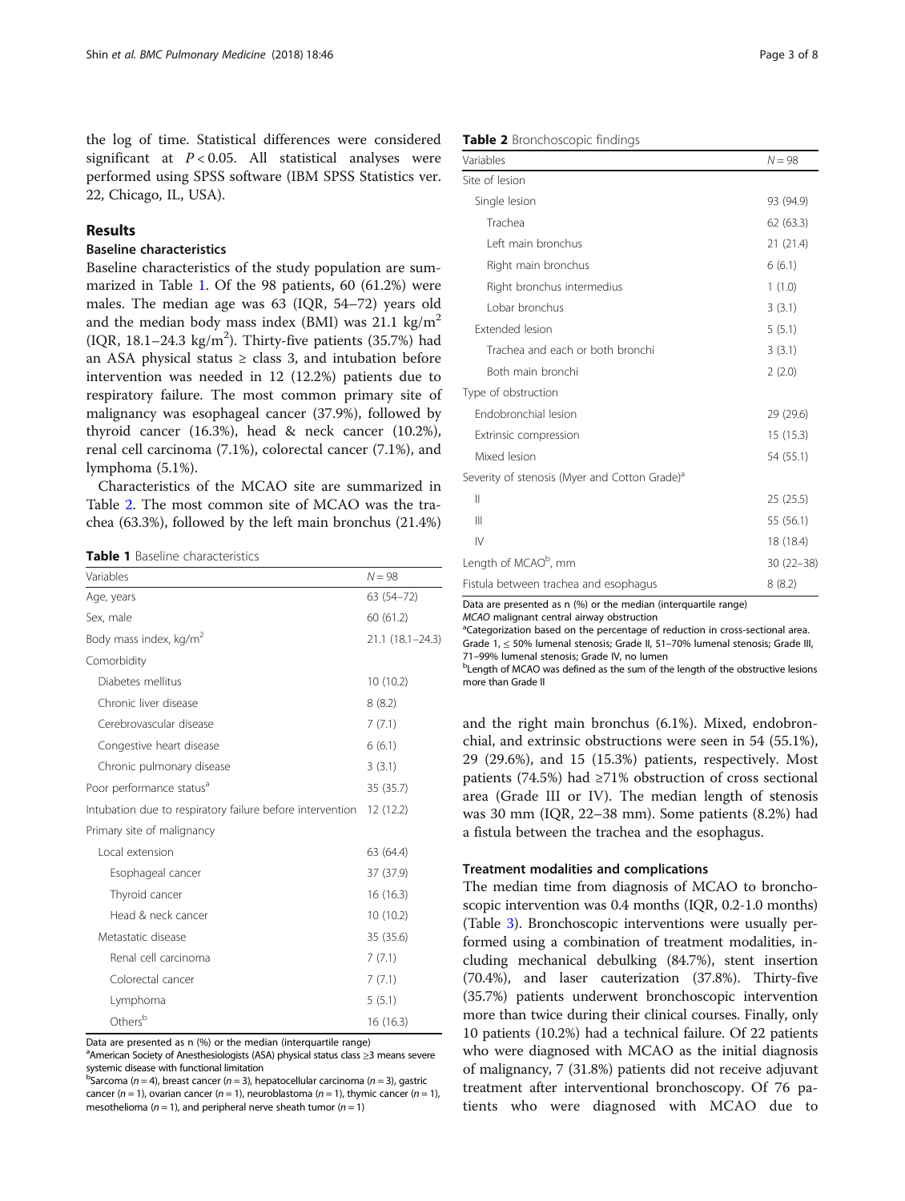the log of time. Statistical differences were considered significant at $P < 0.05$. All statistical analyses were performed using SPSS software (IBM SPSS Statistics ver. 22, Chicago, IL, USA).

## Results

### Baseline characteristics

Baseline characteristics of the study population are summarized in Table 1. Of the 98 patients, 60 (61.2%) were males. The median age was 63 (IQR, 54–72) years old and the median body mass index (BMI) was 21.1 kg/m$^2$ (IQR, 18.1–24.3 kg/m$^2$). Thirty-five patients (35.7%) had an ASA physical status ≥ class 3, and intubation before intervention was needed in 12 (12.2%) patients due to respiratory failure. The most common primary site of malignancy was esophageal cancer (37.9%), followed by thyroid cancer (16.3%), head & neck cancer (10.2%), renal cell carcinoma (7.1%), colorectal cancer (7.1%), and lymphoma (5.1%).

Characteristics of the MCAO site are summarized in Table 2. The most common site of MCAO was the trachea (63.3%), followed by the left main bronchus (21.4%) and the right main bronchus (6.1%). Mixed, endobronchial, and extrinsic obstructions were seen in 54 (55.1%), 29 (29.6%), and 15 (15.3%) patients, respectively. Most patients (74.5%) had ≥71% obstruction of cross sectional area (Grade III or IV). The median length of stenosis was 30 mm (IQR, 22–38 mm). Some patients (8.2%) had a fistula between the trachea and the esophagus.

**Table 1** Baseline characteristics

| Variables | N = 98 |
|---|---|
| Age, years | 63 (54–72) |
| Sex, male | 60 (61.2) |
| Body mass index, kg/m$^2$ | 21.1 (18.1–24.3) |
| Comorbidity | |
| Diabetes mellitus | 10 (10.2) |
| Chronic liver disease | 8 (8.2) |
| Cerebrovascular disease | 7 (7.1) |
| Congestive heart disease | 6 (6.1) |
| Chronic pulmonary disease | 3 (3.1) |
| Poor performance status[a] | 35 (35.7) |
| Intubation due to respiratory failure before intervention | 12 (12.2) |
| Primary site of malignancy | |
| Local extension | 63 (64.4) |
| Esophageal cancer | 37 (37.9) |
| Thyroid cancer | 16 (16.3) |
| Head & neck cancer | 10 (10.2) |
| Metastatic disease | 35 (35.6) |
| Renal cell carcinoma | 7 (7.1) |
| Colorectal cancer | 7 (7.1) |
| Lymphoma | 5 (5.1) |
| Others[b] | 16 (16.3) |

Data are presented as n (%) or the median (interquartile range)
[a]American Society of Anesthesiologists (ASA) physical status class ≥3 means severe systemic disease with functional limitation
[b]Sarcoma (n = 4), breast cancer (n = 3), hepatocellular carcinoma (n = 3), gastric cancer (n = 1), ovarian cancer (n = 1), neuroblastoma (n = 1), thymic cancer (n = 1), mesothelioma (n = 1), and peripheral nerve sheath tumor (n = 1)

**Table 2** Bronchoscopic findings

| Variables | N = 98 |
|---|---|
| Site of lesion | |
| Single lesion | 93 (94.9) |
| Trachea | 62 (63.3) |
| Left main bronchus | 21 (21.4) |
| Right main bronchus | 6 (6.1) |
| Right bronchus intermedius | 1 (1.0) |
| Lobar bronchus | 3 (3.1) |
| Extended lesion | 5 (5.1) |
| Trachea and each or both bronchi | 3 (3.1) |
| Both main bronchi | 2 (2.0) |
| Type of obstruction | |
| Endobronchial lesion | 29 (29.6) |
| Extrinsic compression | 15 (15.3) |
| Mixed lesion | 54 (55.1) |
| Severity of stenosis (Myer and Cotton Grade)[a] | |
| II | 25 (25.5) |
| III | 55 (56.1) |
| IV | 18 (18.4) |
| Length of MCAO[b], mm | 30 (22–38) |
| Fistula between trachea and esophagus | 8 (8.2) |

Data are presented as n (%) or the median (interquartile range)
*MCAO* malignant central airway obstruction
[a]Categorization based on the percentage of reduction in cross-sectional area. Grade 1, ≤ 50% lumenal stenosis; Grade II, 51–70% lumenal stenosis; Grade III, 71–99% lumenal stenosis; Grade IV, no lumen
[b]Length of MCAO was defined as the sum of the length of the obstructive lesions more than Grade II

### Treatment modalities and complications

The median time from diagnosis of MCAO to bronchoscopic intervention was 0.4 months (IQR, 0.2-1.0 months) (Table 3). Bronchoscopic interventions were usually performed using a combination of treatment modalities, including mechanical debulking (84.7%), stent insertion (70.4%), and laser cauterization (37.8%). Thirty-five (35.7%) patients underwent bronchoscopic intervention more than twice during their clinical courses. Finally, only 10 patients (10.2%) had a technical failure. Of 22 patients who were diagnosed with MCAO as the initial diagnosis of malignancy, 7 (31.8%) patients did not receive adjuvant treatment after interventional bronchoscopy. Of 76 patients who were diagnosed with MCAO due to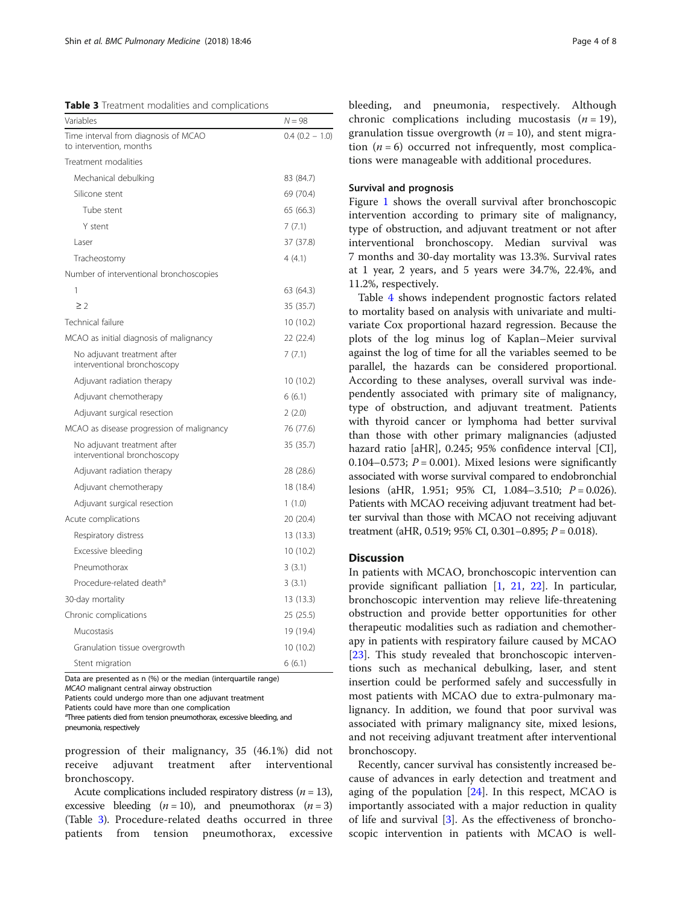**Table 3** Treatment modalities and complications

| Variables | N = 98 |
| --- | --- |
| Time interval from diagnosis of MCAO to intervention, months | 0.4 (0.2 – 1.0) |
| Treatment modalities | |
| Mechanical debulking | 83 (84.7) |
| Silicone stent | 69 (70.4) |
| Tube stent | 65 (66.3) |
| Y stent | 7 (7.1) |
| Laser | 37 (37.8) |
| Tracheostomy | 4 (4.1) |
| Number of interventional bronchoscopies | |
| 1 | 63 (64.3) |
| ≥ 2 | 35 (35.7) |
| Technical failure | 10 (10.2) |
| MCAO as initial diagnosis of malignancy | 22 (22.4) |
| No adjuvant treatment after interventional bronchoscopy | 7 (7.1) |
| Adjuvant radiation therapy | 10 (10.2) |
| Adjuvant chemotherapy | 6 (6.1) |
| Adjuvant surgical resection | 2 (2.0) |
| MCAO as disease progression of malignancy | 76 (77.6) |
| No adjuvant treatment after interventional bronchoscopy | 35 (35.7) |
| Adjuvant radiation therapy | 28 (28.6) |
| Adjuvant chemotherapy | 18 (18.4) |
| Adjuvant surgical resection | 1 (1.0) |
| Acute complications | 20 (20.4) |
| Respiratory distress | 13 (13.3) |
| Excessive bleeding | 10 (10.2) |
| Pneumothorax | 3 (3.1) |
| Procedure-related death[a] | 3 (3.1) |
| 30-day mortality | 13 (13.3) |
| Chronic complications | 25 (25.5) |
| Mucostasis | 19 (19.4) |
| Granulation tissue overgrowth | 10 (10.2) |
| Stent migration | 6 (6.1) |

Data are presented as n (%) or the median (interquartile range)
*MCAO* malignant central airway obstruction
Patients could undergo more than one adjuvant treatment
Patients could have more than one complication
[a]Three patients died from tension pneumothorax, excessive bleeding, and pneumonia, respectively

progression of their malignancy, 35 (46.1%) did not receive adjuvant treatment after interventional bronchoscopy.

Acute complications included respiratory distress (*n* = 13), excessive bleeding (*n* = 10), and pneumothorax (*n* = 3) (Table 3). Procedure-related deaths occurred in three patients from tension pneumothorax, excessive bleeding, and pneumonia, respectively. Although chronic complications including mucostasis (*n* = 19), granulation tissue overgrowth (*n* = 10), and stent migration (*n* = 6) occurred not infrequently, most complications were manageable with additional procedures.

### Survival and prognosis

Figure 1 shows the overall survival after bronchoscopic intervention according to primary site of malignancy, type of obstruction, and adjuvant treatment or not after interventional bronchoscopy. Median survival was 7 months and 30-day mortality was 13.3%. Survival rates at 1 year, 2 years, and 5 years were 34.7%, 22.4%, and 11.2%, respectively.

Table 4 shows independent prognostic factors related to mortality based on analysis with univariate and multivariate Cox proportional hazard regression. Because the plots of the log minus log of Kaplan–Meier survival against the log of time for all the variables seemed to be parallel, the hazards can be considered proportional. According to these analyses, overall survival was independently associated with primary site of malignancy, type of obstruction, and adjuvant treatment. Patients with thyroid cancer or lymphoma had better survival than those with other primary malignancies (adjusted hazard ratio [aHR], 0.245; 95% confidence interval [CI], 0.104–0.573; $P = 0.001$). Mixed lesions were significantly associated with worse survival compared to endobronchial lesions (aHR, 1.951; 95% CI, 1.084–3.510; $P = 0.026$). Patients with MCAO receiving adjuvant treatment had better survival than those with MCAO not receiving adjuvant treatment (aHR, 0.519; 95% CI, 0.301–0.895; $P = 0.018$).

## Discussion

In patients with MCAO, bronchoscopic intervention can provide significant palliation [1, 21, 22]. In particular, bronchoscopic intervention may relieve life-threatening obstruction and provide better opportunities for other therapeutic modalities such as radiation and chemotherapy in patients with respiratory failure caused by MCAO [23]. This study revealed that bronchoscopic interventions such as mechanical debulking, laser, and stent insertion could be performed safely and successfully in most patients with MCAO due to extra-pulmonary malignancy. In addition, we found that poor survival was associated with primary malignancy site, mixed lesions, and not receiving adjuvant treatment after interventional bronchoscopy.

Recently, cancer survival has consistently increased because of advances in early detection and treatment and aging of the population [24]. In this respect, MCAO is importantly associated with a major reduction in quality of life and survival [3]. As the effectiveness of bronchoscopic intervention in patients with MCAO is well-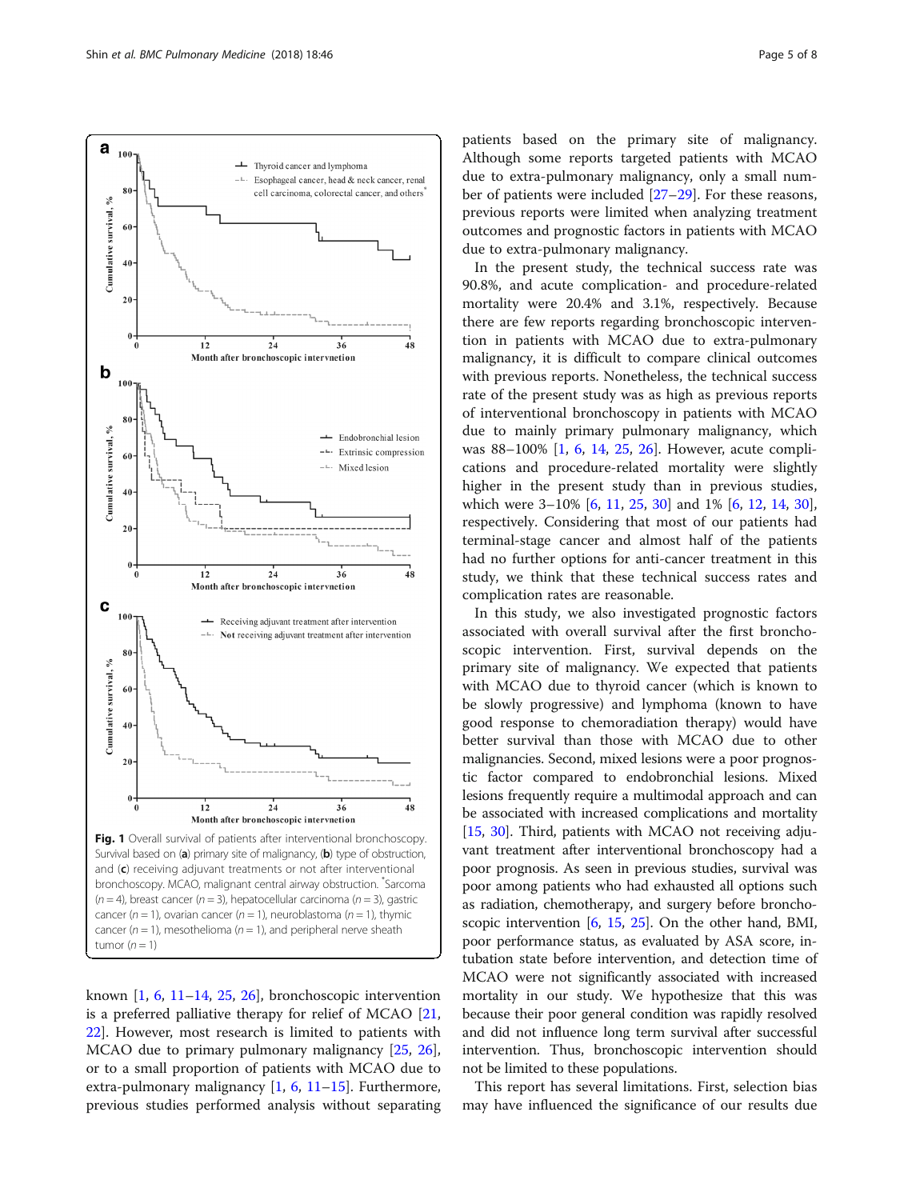Fig. 1 Overall survival of patients after interventional bronchoscopy. Survival based on (**a**) primary site of malignancy, (**b**) type of obstruction, and (**c**) receiving adjuvant treatments or not after interventional bronchoscopy. MCAO, malignant central airway obstruction. *Sarcoma ($n = 4$), breast cancer ($n = 3$), hepatocellular carcinoma ($n = 3$), gastric cancer ($n = 1$), ovarian cancer ($n = 1$), neuroblastoma ($n = 1$), thymic cancer ($n = 1$), mesothelioma ($n = 1$), and peripheral nerve sheath tumor ($n = 1$)

known [1, 6, 11–14, 25, 26], bronchoscopic intervention is a preferred palliative therapy for relief of MCAO [21, 22]. However, most research is limited to patients with MCAO due to primary pulmonary malignancy [25, 26], or to a small proportion of patients with MCAO due to extra-pulmonary malignancy [1, 6, 11–15]. Furthermore, previous studies performed analysis without separating patients based on the primary site of malignancy. Although some reports targeted patients with MCAO due to extra-pulmonary malignancy, only a small number of patients were included [27–29]. For these reasons, previous reports were limited when analyzing treatment outcomes and prognostic factors in patients with MCAO due to extra-pulmonary malignancy.

In the present study, the technical success rate was 90.8%, and acute complication- and procedure-related mortality were 20.4% and 3.1%, respectively. Because there are few reports regarding bronchoscopic intervention in patients with MCAO due to extra-pulmonary malignancy, it is difficult to compare clinical outcomes with previous reports. Nonetheless, the technical success rate of the present study was as high as previous reports of interventional bronchoscopy in patients with MCAO due to mainly primary pulmonary malignancy, which was 88–100% [1, 6, 14, 25, 26]. However, acute complications and procedure-related mortality were slightly higher in the present study than in previous studies, which were 3–10% [6, 11, 25, 30] and 1% [6, 12, 14, 30], respectively. Considering that most of our patients had terminal-stage cancer and almost half of the patients had no further options for anti-cancer treatment in this study, we think that these technical success rates and complication rates are reasonable.

In this study, we also investigated prognostic factors associated with overall survival after the first bronchoscopic intervention. First, survival depends on the primary site of malignancy. We expected that patients with MCAO due to thyroid cancer (which is known to be slowly progressive) and lymphoma (known to have good response to chemoradiation therapy) would have better survival than those with MCAO due to other malignancies. Second, mixed lesions were a poor prognostic factor compared to endobronchial lesions. Mixed lesions frequently require a multimodal approach and can be associated with increased complications and mortality [15, 30]. Third, patients with MCAO not receiving adjuvant treatment after interventional bronchoscopy had a poor prognosis. As seen in previous studies, survival was poor among patients who had exhausted all options such as radiation, chemotherapy, and surgery before bronchoscopic intervention [6, 15, 25]. On the other hand, BMI, poor performance status, as evaluated by ASA score, intubation state before intervention, and detection time of MCAO were not significantly associated with increased mortality in our study. We hypothesize that this was because their poor general condition was rapidly resolved and did not influence long term survival after successful intervention. Thus, bronchoscopic intervention should not be limited to these populations.

This report has several limitations. First, selection bias may have influenced the significance of our results due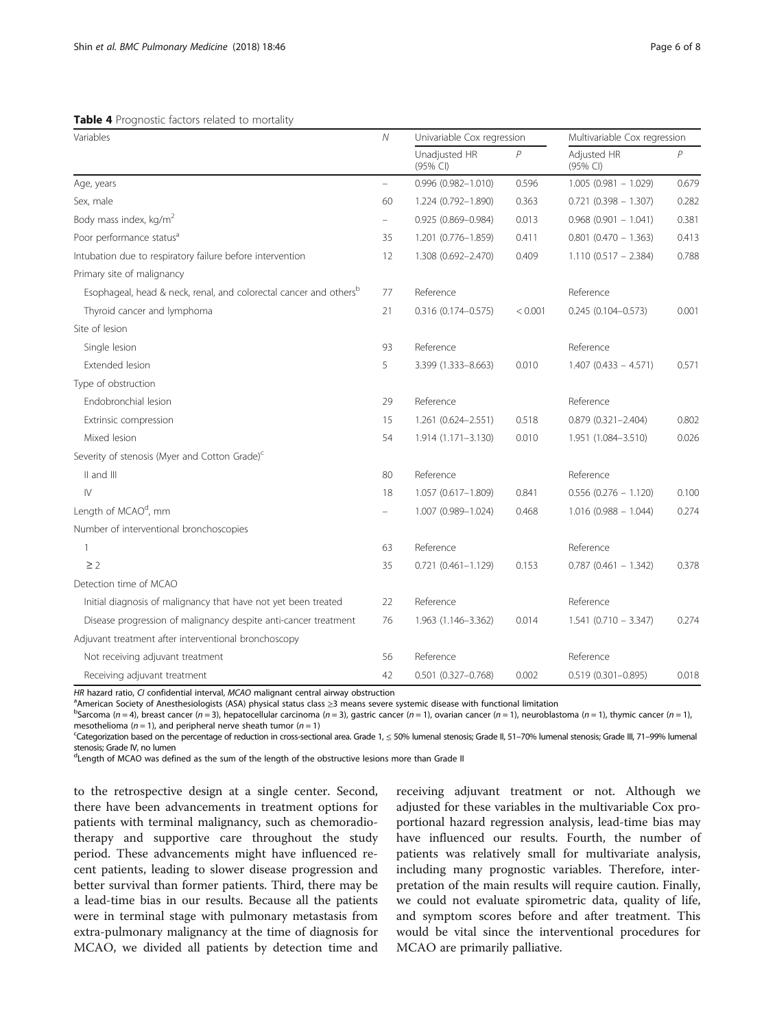**Table 4** Prognostic factors related to mortality

| Variables | N | Univariable Cox regression | | Multivariable Cox regression | |
|---|---|---|---|---|---|
| | | Unadjusted HR (95% CI) | P | Adjusted HR (95% CI) | P |
| Age, years | – | 0.996 (0.982–1.010) | 0.596 | 1.005 (0.981 – 1.029) | 0.679 |
| Sex, male | 60 | 1.224 (0.792–1.890) | 0.363 | 0.721 (0.398 – 1.307) | 0.282 |
| Body mass index, kg/m$^2$ | – | 0.925 (0.869–0.984) | 0.013 | 0.968 (0.901 – 1.041) | 0.381 |
| Poor performance status[a] | 35 | 1.201 (0.776–1.859) | 0.411 | 0.801 (0.470 – 1.363) | 0.413 |
| Intubation due to respiratory failure before intervention | 12 | 1.308 (0.692–2.470) | 0.409 | 1.110 (0.517 – 2.384) | 0.788 |
| Primary site of malignancy | | | | | |
| Esophageal, head & neck, renal, and colorectal cancer and others[b] | 77 | Reference | | Reference | |
| Thyroid cancer and lymphoma | 21 | 0.316 (0.174–0.575) | < 0.001 | 0.245 (0.104–0.573) | 0.001 |
| Site of lesion | | | | | |
| Single lesion | 93 | Reference | | Reference | |
| Extended lesion | 5 | 3.399 (1.333–8.663) | 0.010 | 1.407 (0.433 – 4.571) | 0.571 |
| Type of obstruction | | | | | |
| Endobronchial lesion | 29 | Reference | | Reference | |
| Extrinsic compression | 15 | 1.261 (0.624–2.551) | 0.518 | 0.879 (0.321–2.404) | 0.802 |
| Mixed lesion | 54 | 1.914 (1.171–3.130) | 0.010 | 1.951 (1.084–3.510) | 0.026 |
| Severity of stenosis (Myer and Cotton Grade)[c] | | | | | |
| II and III | 80 | Reference | | Reference | |
| IV | 18 | 1.057 (0.617–1.809) | 0.841 | 0.556 (0.276 – 1.120) | 0.100 |
| Length of MCAO[d], mm | – | 1.007 (0.989–1.024) | 0.468 | 1.016 (0.988 – 1.044) | 0.274 |
| Number of interventional bronchoscopies | | | | | |
| 1 | 63 | Reference | | Reference | |
| ≥ 2 | 35 | 0.721 (0.461–1.129) | 0.153 | 0.787 (0.461 – 1.342) | 0.378 |
| Detection time of MCAO | | | | | |
| Initial diagnosis of malignancy that have not yet been treated | 22 | Reference | | Reference | |
| Disease progression of malignancy despite anti-cancer treatment | 76 | 1.963 (1.146–3.362) | 0.014 | 1.541 (0.710 – 3.347) | 0.274 |
| Adjuvant treatment after interventional bronchoscopy | | | | | |
| Not receiving adjuvant treatment | 56 | Reference | | Reference | |
| Receiving adjuvant treatment | 42 | 0.501 (0.327–0.768) | 0.002 | 0.519 (0.301–0.895) | 0.018 |

*HR* hazard ratio, *CI* confidential interval, *MCAO* malignant central airway obstruction

[a]American Society of Anesthesiologists (ASA) physical status class ≥3 means severe systemic disease with functional limitation

[b]Sarcoma (n = 4), breast cancer (n = 3), hepatocellular carcinoma (n = 3), gastric cancer (n = 1), ovarian cancer (n = 1), neuroblastoma (n = 1), thymic cancer (n = 1), mesothelioma (n = 1), and peripheral nerve sheath tumor (n = 1)

[c]Categorization based on the percentage of reduction in cross-sectional area. Grade 1, ≤ 50% lumenal stenosis; Grade II, 51–70% lumenal stenosis; Grade III, 71–99% lumenal stenosis; Grade IV, no lumen

[d]Length of MCAO was defined as the sum of the length of the obstructive lesions more than Grade II

to the retrospective design at a single center. Second, there have been advancements in treatment options for patients with terminal malignancy, such as chemoradiotherapy and supportive care throughout the study period. These advancements might have influenced recent patients, leading to slower disease progression and better survival than former patients. Third, there may be a lead-time bias in our results. Because all the patients were in terminal stage with pulmonary metastasis from extra-pulmonary malignancy at the time of diagnosis for MCAO, we divided all patients by detection time and receiving adjuvant treatment or not. Although we adjusted for these variables in the multivariable Cox proportional hazard regression analysis, lead-time bias may have influenced our results. Fourth, the number of patients was relatively small for multivariate analysis, including many prognostic variables. Therefore, interpretation of the main results will require caution. Finally, we could not evaluate spirometric data, quality of life, and symptom scores before and after treatment. This would be vital since the interventional procedures for MCAO are primarily palliative.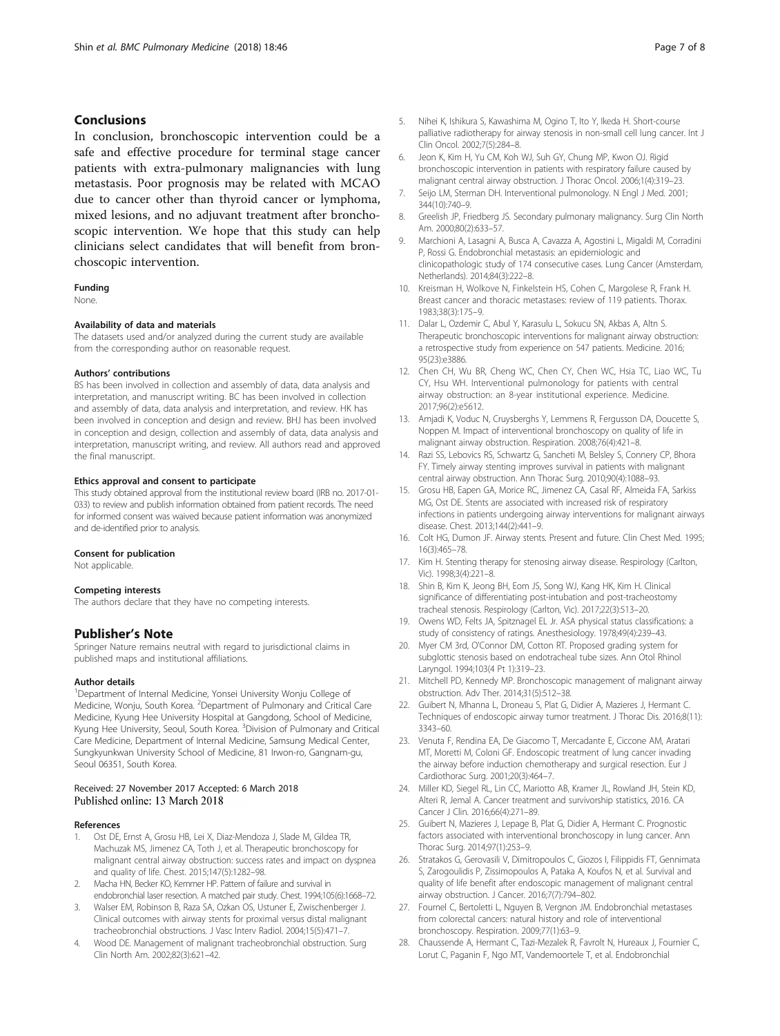## Conclusions

In conclusion, bronchoscopic intervention could be a safe and effective procedure for terminal stage cancer patients with extra-pulmonary malignancies with lung metastasis. Poor prognosis may be related with MCAO due to cancer other than thyroid cancer or lymphoma, mixed lesions, and no adjuvant treatment after bronchoscopic intervention. We hope that this study can help clinicians select candidates that will benefit from bronchoscopic intervention.

#### Funding

None.

#### Availability of data and materials

The datasets used and/or analyzed during the current study are available from the corresponding author on reasonable request.

#### Authors' contributions

BS has been involved in collection and assembly of data, data analysis and interpretation, and manuscript writing. BC has been involved in collection and assembly of data, data analysis and interpretation, and review. HK has been involved in conception and design and review. BHJ has been involved in conception and design, collection and assembly of data, data analysis and interpretation, manuscript writing, and review. All authors read and approved the final manuscript.

#### Ethics approval and consent to participate

This study obtained approval from the institutional review board (IRB no. 2017-01-033) to review and publish information obtained from patient records. The need for informed consent was waived because patient information was anonymized and de-identified prior to analysis.

#### Consent for publication

Not applicable.

#### Competing interests

The authors declare that they have no competing interests.

## Publisher's Note

Springer Nature remains neutral with regard to jurisdictional claims in published maps and institutional affiliations.

#### Author details

[1]Department of Internal Medicine, Yonsei University Wonju College of Medicine, Wonju, South Korea. [2]Department of Pulmonary and Critical Care Medicine, Kyung Hee University Hospital at Gangdong, School of Medicine, Kyung Hee University, Seoul, South Korea. [3]Division of Pulmonary and Critical Care Medicine, Department of Internal Medicine, Samsung Medical Center, Sungkyunkwan University School of Medicine, 81 Irwon-ro, Gangnam-gu, Seoul 06351, South Korea.

Received: 27 November 2017 Accepted: 6 March 2018
Published online: 13 March 2018

#### References

1. Ost DE, Ernst A, Grosu HB, Lei X, Diaz-Mendoza J, Slade M, Gildea TR, Machuzak MS, Jimenez CA, Toth J, et al. Therapeutic bronchoscopy for malignant central airway obstruction: success rates and impact on dyspnea and quality of life. Chest. 2015;147(5):1282–98.
2. Macha HN, Becker KO, Kemmer HP. Pattern of failure and survival in endobronchial laser resection. A matched pair study. Chest. 1994;105(6):1668–72.
3. Walser EM, Robinson B, Raza SA, Ozkan OS, Ustuner E, Zwischenberger J. Clinical outcomes with airway stents for proximal versus distal malignant tracheobronchial obstructions. J Vasc Interv Radiol. 2004;15(5):471–7.
4. Wood DE. Management of malignant tracheobronchial obstruction. Surg Clin North Am. 2002;82(3):621–42.
5. Nihei K, Ishikura S, Kawashima M, Ogino T, Ito Y, Ikeda H. Short-course palliative radiotherapy for airway stenosis in non-small cell lung cancer. Int J Clin Oncol. 2002;7(5):284–8.
6. Jeon K, Kim H, Yu CM, Koh WJ, Suh GY, Chung MP, Kwon OJ. Rigid bronchoscopic intervention in patients with respiratory failure caused by malignant central airway obstruction. J Thorac Oncol. 2006;1(4):319–23.
7. Seijo LM, Sterman DH. Interventional pulmonology. N Engl J Med. 2001; 344(10):740–9.
8. Greelish JP, Friedberg JS. Secondary pulmonary malignancy. Surg Clin North Am. 2000;80(2):633–57.
9. Marchioni A, Lasagni A, Busca A, Cavazza A, Agostini L, Migaldi M, Corradini P, Rossi G. Endobronchial metastasis: an epidemiologic and clinicopathologic study of 174 consecutive cases. Lung Cancer (Amsterdam, Netherlands). 2014;84(3):222–8.
10. Kreisman H, Wolkove N, Finkelstein HS, Cohen C, Margolese R, Frank H. Breast cancer and thoracic metastases: review of 119 patients. Thorax. 1983;38(3):175–9.
11. Dalar L, Ozdemir C, Abul Y, Karasulu L, Sokucu SN, Akbas A, Altn S. Therapeutic bronchoscopic interventions for malignant airway obstruction: a retrospective study from experience on 547 patients. Medicine. 2016; 95(23):e3886.
12. Chen CH, Wu BR, Cheng WC, Chen CY, Chen WC, Hsia TC, Liao WC, Tu CY, Hsu WH. Interventional pulmonology for patients with central airway obstruction: an 8-year institutional experience. Medicine. 2017;96(2):e5612.
13. Amjadi K, Voduc N, Cruysberghs Y, Lemmens R, Fergusson DA, Doucette S, Noppen M. Impact of interventional bronchoscopy on quality of life in malignant airway obstruction. Respiration. 2008;76(4):421–8.
14. Razi SS, Lebovics RS, Schwartz G, Sancheti M, Belsley S, Connery CP, Bhora FY. Timely airway stenting improves survival in patients with malignant central airway obstruction. Ann Thorac Surg. 2010;90(4):1088–93.
15. Grosu HB, Eapen GA, Morice RC, Jimenez CA, Casal RF, Almeida FA, Sarkiss MG, Ost DE. Stents are associated with increased risk of respiratory infections in patients undergoing airway interventions for malignant airways disease. Chest. 2013;144(2):441–9.
16. Colt HG, Dumon JF. Airway stents. Present and future. Clin Chest Med. 1995; 16(3):465–78.
17. Kim H. Stenting therapy for stenosing airway disease. Respirology (Carlton, Vic). 1998;3(4):221–8.
18. Shin B, Kim K, Jeong BH, Eom JS, Song WJ, Kang HK, Kim H. Clinical significance of differentiating post-intubation and post-tracheostomy tracheal stenosis. Respirology (Carlton, Vic). 2017;22(3):513–20.
19. Owens WD, Felts JA, Spitznagel EL Jr. ASA physical status classifications: a study of consistency of ratings. Anesthesiology. 1978;49(4):239–43.
20. Myer CM 3rd, O'Connor DM, Cotton RT. Proposed grading system for subglottic stenosis based on endotracheal tube sizes. Ann Otol Rhinol Laryngol. 1994;103(4 Pt 1):319–23.
21. Mitchell PD, Kennedy MP. Bronchoscopic management of malignant airway obstruction. Adv Ther. 2014;31(5):512–38.
22. Guibert N, Mhanna L, Droneau S, Plat G, Didier A, Mazieres J, Hermant C. Techniques of endoscopic airway tumor treatment. J Thorac Dis. 2016;8(11): 3343–60.
23. Venuta F, Rendina EA, De Giacomo T, Mercadante E, Ciccone AM, Aratari MT, Moretti M, Coloni GF. Endoscopic treatment of lung cancer invading the airway before induction chemotherapy and surgical resection. Eur J Cardiothorac Surg. 2001;20(3):464–7.
24. Miller KD, Siegel RL, Lin CC, Mariotto AB, Kramer JL, Rowland JH, Stein KD, Alteri R, Jemal A. Cancer treatment and survivorship statistics, 2016. CA Cancer J Clin. 2016;66(4):271–89.
25. Guibert N, Mazieres J, Lepage B, Plat G, Didier A, Hermant C. Prognostic factors associated with interventional bronchoscopy in lung cancer. Ann Thorac Surg. 2014;97(1):253–9.
26. Stratakos G, Gerovasili V, Dimitropoulos C, Giozos I, Filippidis FT, Gennimata S, Zarogoulidis P, Zissimopoulos A, Pataka A, Koufos N, et al. Survival and quality of life benefit after endoscopic management of malignant central airway obstruction. J Cancer. 2016;7(7):794–802.
27. Fournel C, Bertoletti L, Nguyen B, Vergnon JM. Endobronchial metastases from colorectal cancers: natural history and role of interventional bronchoscopy. Respiration. 2009;77(1):63–9.
28. Chaussende A, Hermant C, Tazi-Mezalek R, Favrolt N, Hureaux J, Fournier C, Lorut C, Paganin F, Ngo MT, Vandemoortele T, et al. Endobronchial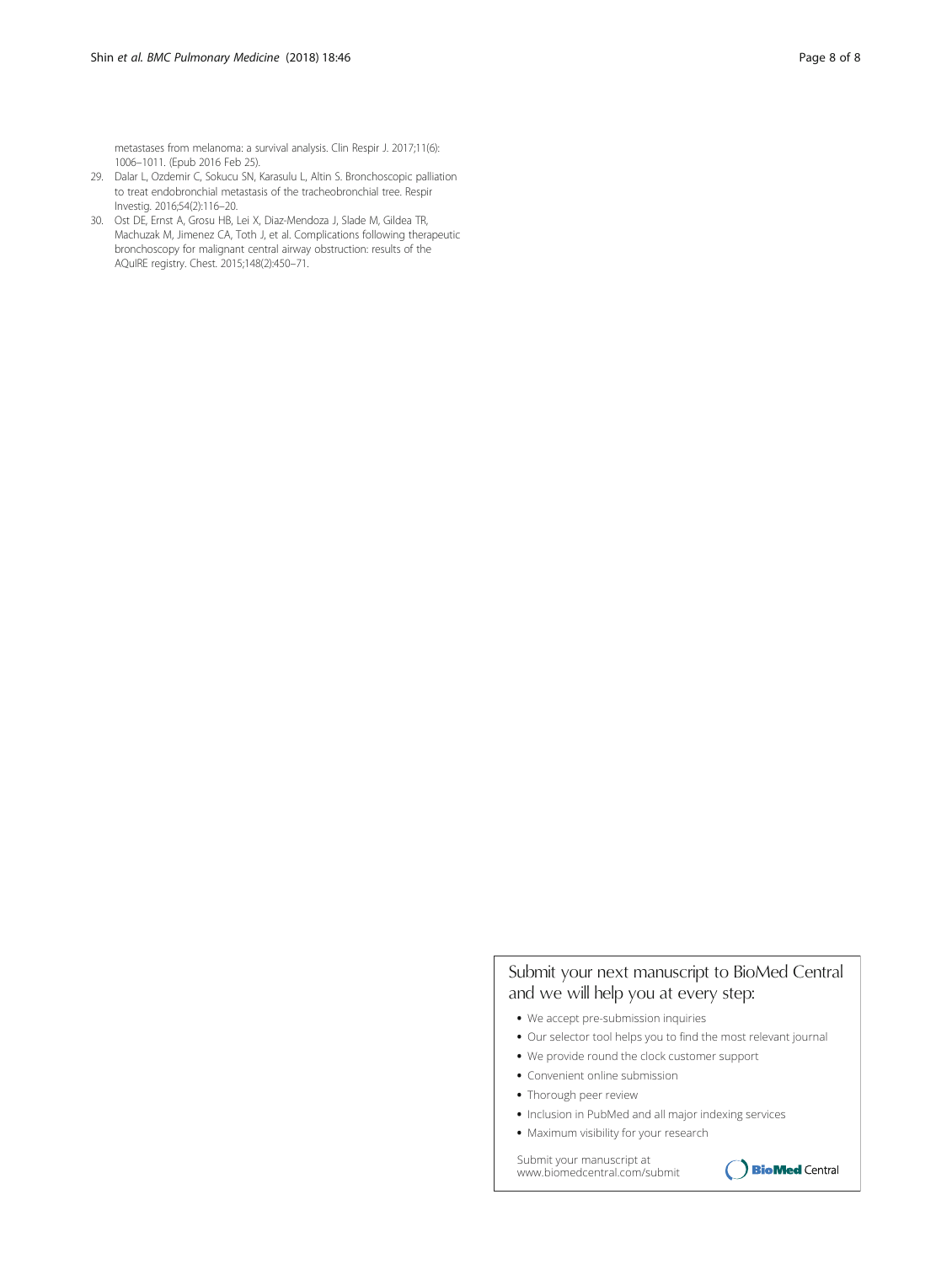metastases from melanoma: a survival analysis. Clin Respir J. 2017;11(6): 1006–1011. (Epub 2016 Feb 25).

29. Dalar L, Ozdemir C, Sokucu SN, Karasulu L, Altin S. Bronchoscopic palliation to treat endobronchial metastasis of the tracheobronchial tree. Respir Investig. 2016;54(2):116–20.
30. Ost DE, Ernst A, Grosu HB, Lei X, Diaz-Mendoza J, Slade M, Gildea TR, Machuzak M, Jimenez CA, Toth J, et al. Complications following therapeutic bronchoscopy for malignant central airway obstruction: results of the AQuIRE registry. Chest. 2015;148(2):450–71.

Submit your next manuscript to BioMed Central and we will help you at every step:

- We accept pre-submission inquiries
- Our selector tool helps you to find the most relevant journal
- We provide round the clock customer support
- Convenient online submission
- Thorough peer review
- Inclusion in PubMed and all major indexing services
- Maximum visibility for your research

Submit your manuscript at
www.biomedcentral.com/submit

BioMed Central